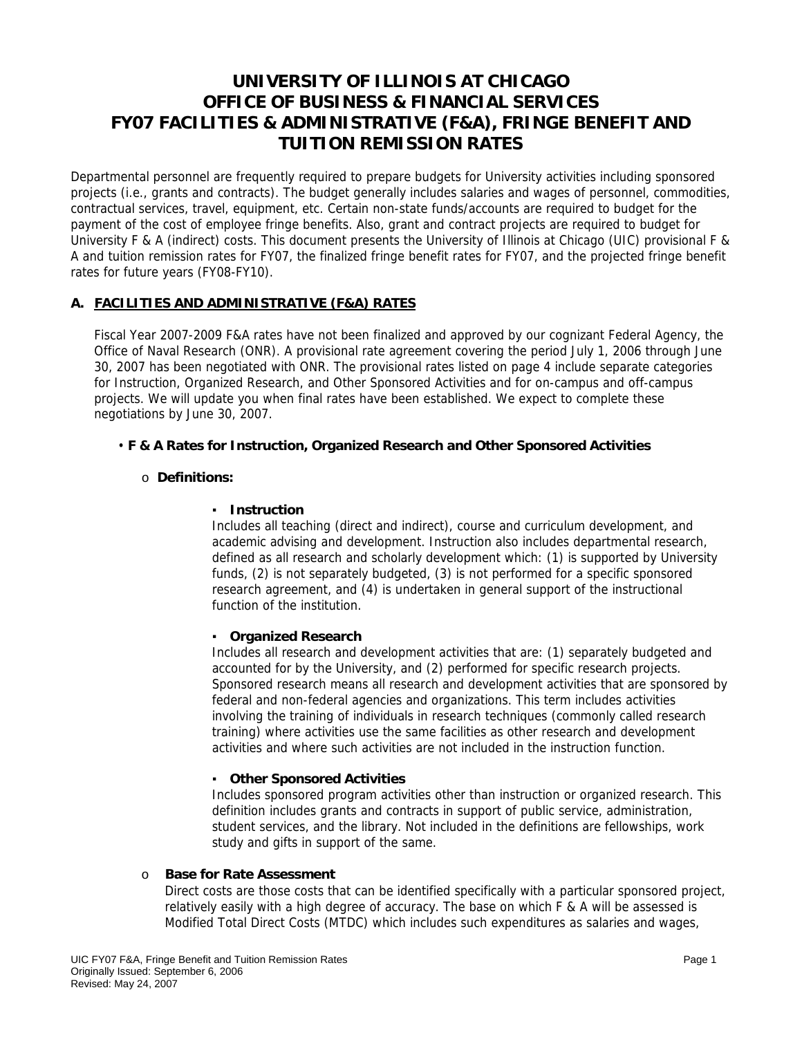# UNIVERSITY OF ILLINOIS AT CHICAGO
# OFFICE OF BUSINESS & FINANCIAL SERVICES
# FY07 FACILITIES & ADMINISTRATIVE (F&A), FRINGE BENEFIT AND TUITION REMISSION RATES

Departmental personnel are frequently required to prepare budgets for University activities including sponsored projects (i.e., grants and contracts). The budget generally includes salaries and wages of personnel, commodities, contractual services, travel, equipment, etc. Certain non-state funds/accounts are required to budget for the payment of the cost of employee fringe benefits. Also, grant and contract projects are required to budget for University F & A (indirect) costs. This document presents the University of Illinois at Chicago (UIC) provisional F & A and tuition remission rates for FY07, the finalized fringe benefit rates for FY07, and the projected fringe benefit rates for future years (FY08-FY10).

## A. FACILITIES AND ADMINISTRATIVE (F&A) RATES

Fiscal Year 2007-2009 F&A rates have not been finalized and approved by our cognizant Federal Agency, the Office of Naval Research (ONR). A provisional rate agreement covering the period July 1, 2006 through June 30, 2007 has been negotiated with ONR. The provisional rates listed on page 4 include separate categories for Instruction, Organized Research, and Other Sponsored Activities and for on-campus and off-campus projects. We will update you when final rates have been established. We expect to complete these negotiations by June 30, 2007.

- **F & A Rates for Instruction, Organized Research and Other Sponsored Activities**
  - **Definitions:**
    - **Instruction**
      Includes all teaching (direct and indirect), course and curriculum development, and academic advising and development. Instruction also includes departmental research, defined as all research and scholarly development which: (1) is supported by University funds, (2) is not separately budgeted, (3) is not performed for a specific sponsored research agreement, and (4) is undertaken in general support of the instructional function of the institution.
    - **Organized Research**
      Includes all research and development activities that are: (1) separately budgeted and accounted for by the University, and (2) performed for specific research projects. Sponsored research means all research and development activities that are sponsored by federal and non-federal agencies and organizations. This term includes activities involving the training of individuals in research techniques (commonly called research training) where activities use the same facilities as other research and development activities and where such activities are not included in the instruction function.
    - **Other Sponsored Activities**
      Includes sponsored program activities other than instruction or organized research. This definition includes grants and contracts in support of public service, administration, student services, and the library. Not included in the definitions are fellowships, work study and gifts in support of the same.
  - **Base for Rate Assessment**
    Direct costs are those costs that can be identified specifically with a particular sponsored project, relatively easily with a high degree of accuracy. The base on which F & A will be assessed is Modified Total Direct Costs (MTDC) which includes such expenditures as salaries and wages,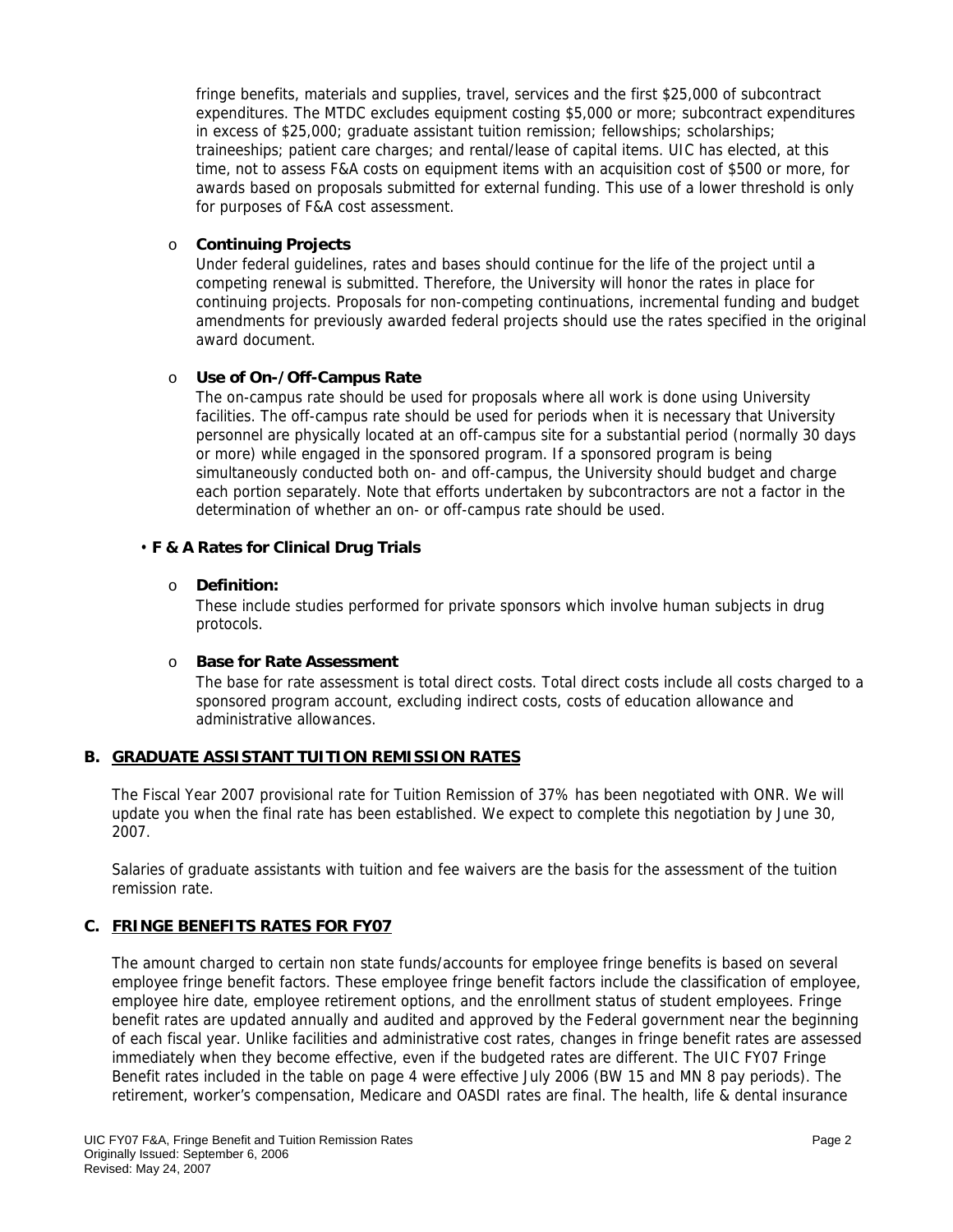fringe benefits, materials and supplies, travel, services and the first $25,000 of subcontract expenditures. The MTDC excludes equipment costing $5,000 or more; subcontract expenditures in excess of $25,000; graduate assistant tuition remission; fellowships; scholarships; traineeships; patient care charges; and rental/lease of capital items. UIC has elected, at this time, not to assess F&A costs on equipment items with an acquisition cost of $500 or more, for awards based on proposals submitted for external funding. This use of a lower threshold is only for purposes of F&A cost assessment.

- **Continuing Projects**

  Under federal guidelines, rates and bases should continue for the life of the project until a competing renewal is submitted. Therefore, the University will honor the rates in place for continuing projects. Proposals for non-competing continuations, incremental funding and budget amendments for previously awarded federal projects should use the rates specified in the original award document.

- **Use of On-/Off-Campus Rate**

  The on-campus rate should be used for proposals where all work is done using University facilities. The off-campus rate should be used for periods when it is necessary that University personnel are physically located at an off-campus site for a substantial period (normally 30 days or more) while engaged in the sponsored program. If a sponsored program is being simultaneously conducted both on- and off-campus, the University should budget and charge each portion separately. Note that efforts undertaken by subcontractors are not a factor in the determination of whether an on- or off-campus rate should be used.

- **F & A Rates for Clinical Drug Trials**

  - **Definition:**

    These include studies performed for private sponsors which involve human subjects in drug protocols.

  - **Base for Rate Assessment**

    The base for rate assessment is total direct costs. Total direct costs include all costs charged to a sponsored program account, excluding indirect costs, costs of education allowance and administrative allowances.

## B. GRADUATE ASSISTANT TUITION REMISSION RATES

The Fiscal Year 2007 provisional rate for Tuition Remission of 37% has been negotiated with ONR. We will update you when the final rate has been established. We expect to complete this negotiation by June 30, 2007.

Salaries of graduate assistants with tuition and fee waivers are the basis for the assessment of the tuition remission rate.

## C. FRINGE BENEFITS RATES FOR FY07

The amount charged to certain non state funds/accounts for employee fringe benefits is based on several employee fringe benefit factors. These employee fringe benefit factors include the classification of employee, employee hire date, employee retirement options, and the enrollment status of student employees. Fringe benefit rates are updated annually and audited and approved by the Federal government near the beginning of each fiscal year. Unlike facilities and administrative cost rates, changes in fringe benefit rates are assessed immediately when they become effective, even if the budgeted rates are different. The UIC FY07 Fringe Benefit rates included in the table on page 4 were effective July 2006 (BW 15 and MN 8 pay periods). The retirement, worker's compensation, Medicare and OASDI rates are final. The health, life & dental insurance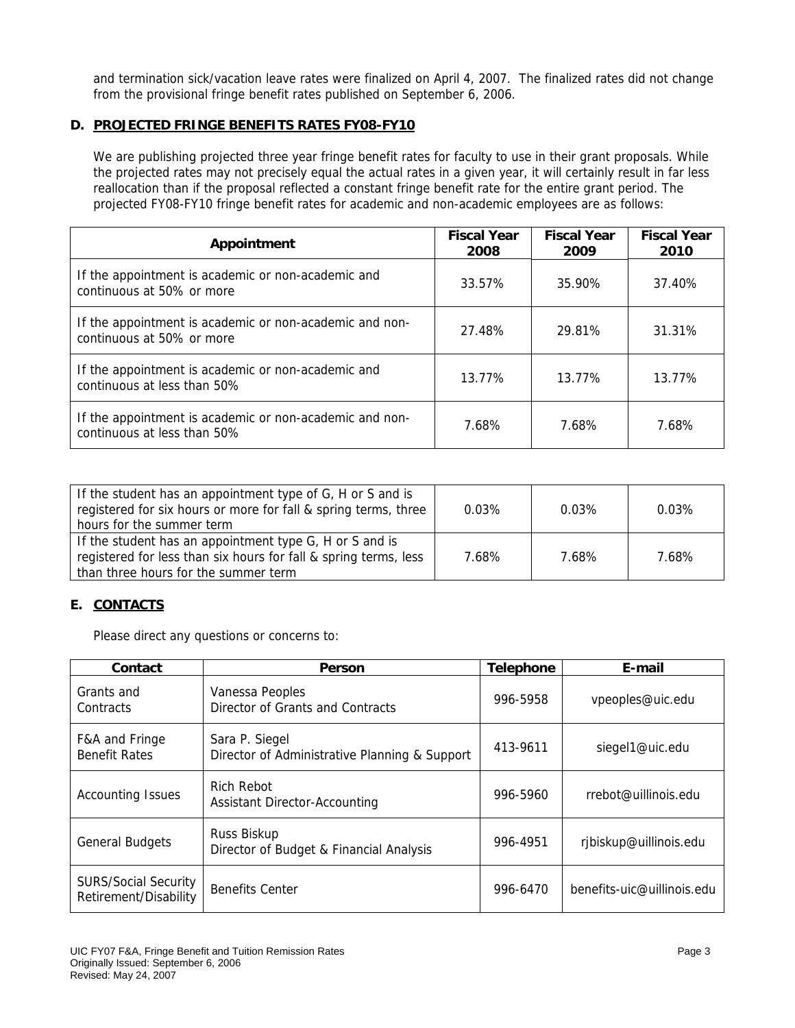and termination sick/vacation leave rates were finalized on April 4, 2007. The finalized rates did not change from the provisional fringe benefit rates published on September 6, 2006.

## D. PROJECTED FRINGE BENEFITS RATES FY08-FY10

We are publishing projected three year fringe benefit rates for faculty to use in their grant proposals. While the projected rates may not precisely equal the actual rates in a given year, it will certainly result in far less reallocation than if the proposal reflected a constant fringe benefit rate for the entire grant period. The projected FY08-FY10 fringe benefit rates for academic and non-academic employees are as follows:

| Appointment | Fiscal Year 2008 | Fiscal Year 2009 | Fiscal Year 2010 |
|---|---|---|---|
| If the appointment is academic or non-academic and continuous at 50% or more | 33.57% | 35.90% | 37.40% |
| If the appointment is academic or non-academic and non-continuous at 50% or more | 27.48% | 29.81% | 31.31% |
| If the appointment is academic or non-academic and continuous at less than 50% | 13.77% | 13.77% | 13.77% |
| If the appointment is academic or non-academic and non-continuous at less than 50% | 7.68% | 7.68% | 7.68% |

| | | | |
|---|---|---|---|
| If the student has an appointment type of G, H or S and is registered for six hours or more for fall & spring terms, three hours for the summer term | 0.03% | 0.03% | 0.03% |
| If the student has an appointment type G, H or S and is registered for less than six hours for fall & spring terms, less than three hours for the summer term | 7.68% | 7.68% | 7.68% |

## E. CONTACTS

Please direct any questions or concerns to:

| Contact | Person | Telephone | E-mail |
|---|---|---|---|
| Grants and Contracts | Vanessa Peoples<br>Director of Grants and Contracts | 996-5958 | vpeoples@uic.edu |
| F&A and Fringe Benefit Rates | Sara P. Siegel<br>Director of Administrative Planning & Support | 413-9611 | siegel1@uic.edu |
| Accounting Issues | Rich Rebot<br>Assistant Director-Accounting | 996-5960 | rrebot@uillinois.edu |
| General Budgets | Russ Biskup<br>Director of Budget & Financial Analysis | 996-4951 | rjbiskup@uillinois.edu |
| SURS/Social Security Retirement/Disability | Benefits Center | 996-6470 | benefits-uic@uillinois.edu |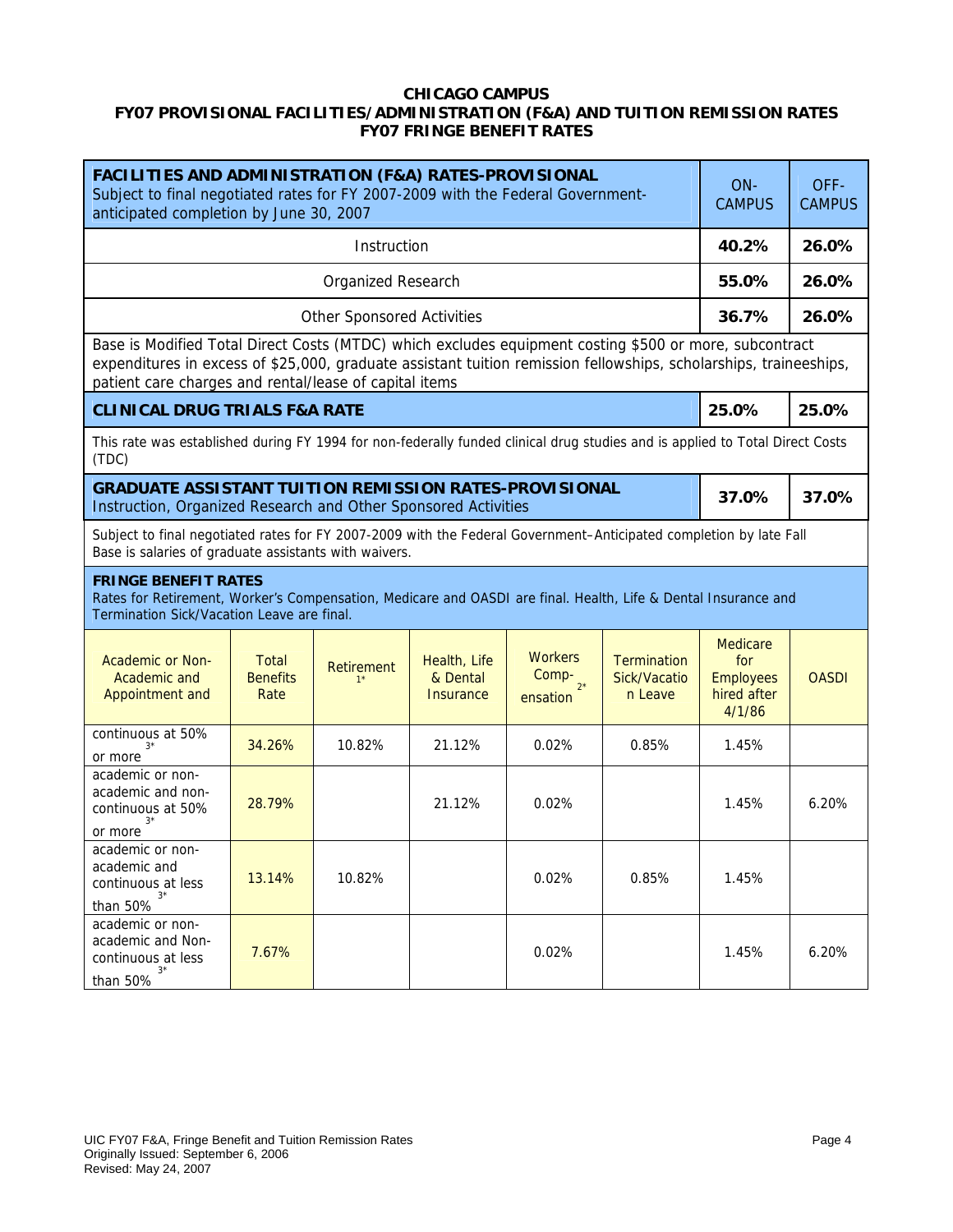# CHICAGO CAMPUS
## FY07 PROVISIONAL FACILITIES/ADMINISTRATION (F&A) AND TUITION REMISSION RATES
## FY07 FRINGE BENEFIT RATES

| **FACILITIES AND ADMINISTRATION (F&A) RATES-PROVISIONAL** Subject to final negotiated rates for FY 2007-2009 with the Federal Government-anticipated completion by June 30, 2007 | ON-CAMPUS | OFF-CAMPUS |
|---|---|---|
| Instruction | **40.2%** | **26.0%** |
| Organized Research | **55.0%** | **26.0%** |
| Other Sponsored Activities | **36.7%** | **26.0%** |
| Base is Modified Total Direct Costs (MTDC) which excludes equipment costing $500 or more, subcontract expenditures in excess of $25,000, graduate assistant tuition remission fellowships, scholarships, traineeships, patient care charges and rental/lease of capital items | | |
| **CLINICAL DRUG TRIALS F&A RATE** | **25.0%** | **25.0%** |
| This rate was established during FY 1994 for non-federally funded clinical drug studies and is applied to Total Direct Costs (TDC) | | |
| **GRADUATE ASSISTANT TUITION REMISSION RATES-PROVISIONAL** Instruction, Organized Research and Other Sponsored Activities | **37.0%** | **37.0%** |
| Subject to final negotiated rates for FY 2007-2009 with the Federal Government–Anticipated completion by late Fall Base is salaries of graduate assistants with waivers. | | |

**FRINGE BENEFIT RATES**
Rates for Retirement, Worker's Compensation, Medicare and OASDI are final. Health, Life & Dental Insurance and Termination Sick/Vacation Leave are final.

| Academic or Non-Academic and Appointment and | Total Benefits Rate | Retirement [1*] | Health, Life & Dental Insurance | Workers Comp-ensation [2*] | Termination Sick/Vacation Leave | Medicare for Employees hired after 4/1/86 | OASDI |
|---|---|---|---|---|---|---|---|
| continuous at 50% or more [3*] | 34.26% | 10.82% | 21.12% | 0.02% | 0.85% | 1.45% | |
| academic or non-academic and non-continuous at 50% or more [3*] | 28.79% | | 21.12% | 0.02% | | 1.45% | 6.20% |
| academic or non-academic and continuous at less than 50% [3*] | 13.14% | 10.82% | | 0.02% | 0.85% | 1.45% | |
| academic or non-academic and Non-continuous at less than 50% [3*] | 7.67% | | | 0.02% | | 1.45% | 6.20% |

UIC FY07 F&A, Fringe Benefit and Tuition Remission Rates
Originally Issued: September 6, 2006
Revised: May 24, 2007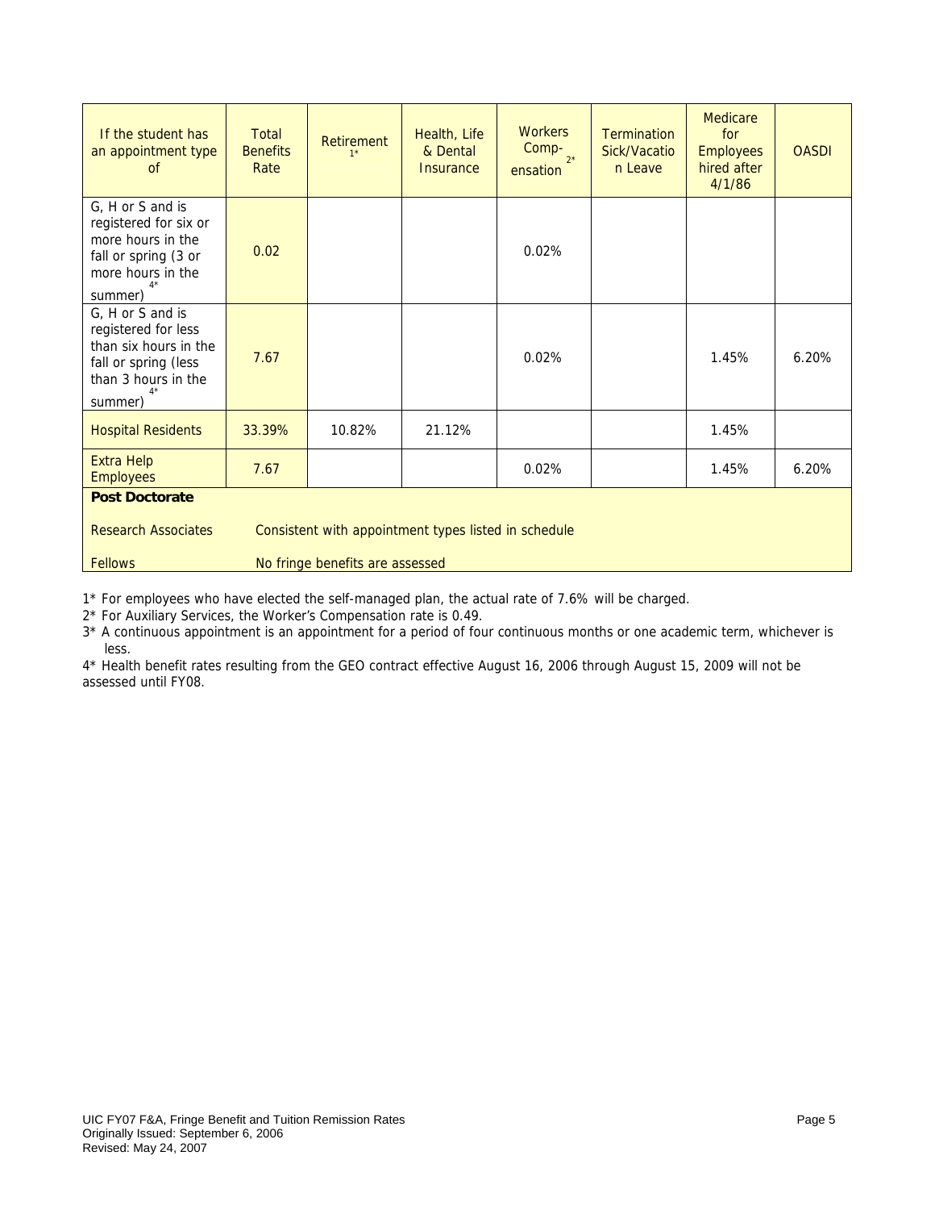| If the student has an appointment type of | Total Benefits Rate | Retirement [1*] | Health, Life & Dental Insurance | Workers Comp-ensation [2*] | Termination Sick/Vacation Leave | Medicare for Employees hired after 4/1/86 | OASDI |
|---|---|---|---|---|---|---|---|
| G, H or S and is registered for six or more hours in the fall or spring (3 or more hours in the summer) [4*] | 0.02 | | | 0.02% | | | |
| G, H or S and is registered for less than six hours in the fall or spring (less than 3 hours in the summer) [4*] | 7.67 | | | 0.02% | | 1.45% | 6.20% |
| Hospital Residents | 33.39% | 10.82% | 21.12% | | | 1.45% | |
| Extra Help Employees | 7.67 | | | 0.02% | | 1.45% | 6.20% |
| **Post Doctorate** | | | | | | | |
| Research Associates | Consistent with appointment types listed in schedule | | | | | | |
| Fellows | No fringe benefits are assessed | | | | | | |

1* For employees who have elected the self-managed plan, the actual rate of 7.6% will be charged.

2* For Auxiliary Services, the Worker's Compensation rate is 0.49.

3* A continuous appointment is an appointment for a period of four continuous months or one academic term, whichever is less.

4* Health benefit rates resulting from the GEO contract effective August 16, 2006 through August 15, 2009 will not be assessed until FY08.

UIC FY07 F&A, Fringe Benefit and Tuition Remission Rates
Originally Issued: September 6, 2006
Revised: May 24, 2007